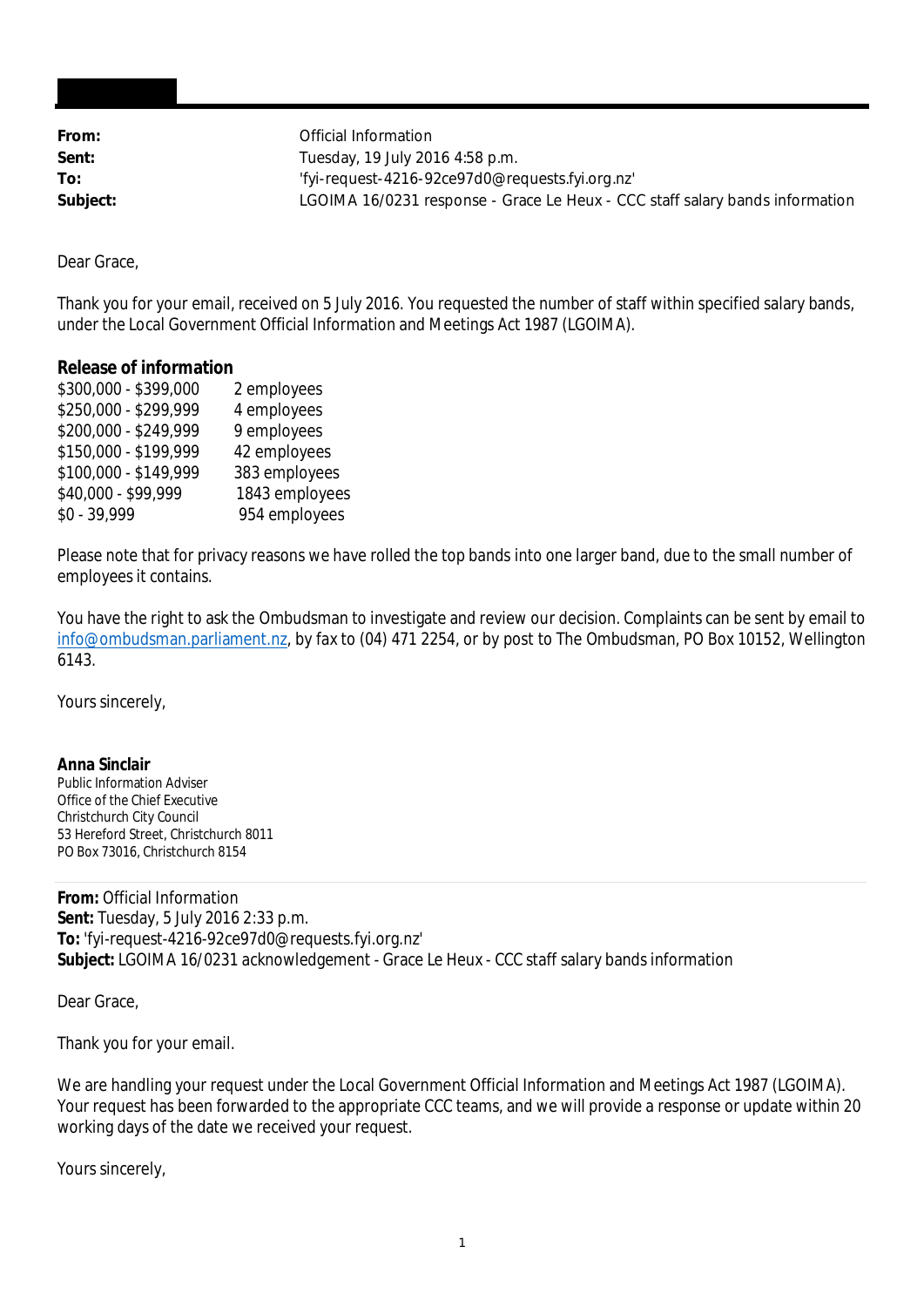| | |
|---|---|
| **From:** | Official Information |
| **Sent:** | Tuesday, 19 July 2016 4:58 p.m. |
| **To:** | 'fyi-request-4216-92ce97d0@requests.fyi.org.nz' |
| **Subject:** | LGOIMA 16/0231 response - Grace Le Heux - CCC staff salary bands information |

Dear Grace,

Thank you for your email, received on 5 July 2016. You requested the number of staff within specified salary bands, under the Local Government Official Information and Meetings Act 1987 (LGOIMA).

**Release of information**

| | |
|---|---|
| $300,000 - $399,000 | 2 employees |
| $250,000 - $299,999 | 4 employees |
| $200,000 - $249,999 | 9 employees |
| $150,000 - $199,999 | 42 employees |
| $100,000 - $149,999 | 383 employees |
| $40,000 - $99,999 | 1843 employees |
| $0 - 39,999 | 954 employees |

Please note that for privacy reasons we have rolled the top bands into one larger band, due to the small number of employees it contains.

You have the right to ask the Ombudsman to investigate and review our decision. Complaints can be sent by email to info@ombudsman.parliament.nz, by fax to (04) 471 2254, or by post to The Ombudsman, PO Box 10152, Wellington 6143.

Yours sincerely,

**Anna Sinclair**
Public Information Adviser
Office of the Chief Executive
Christchurch City Council
53 Hereford Street, Christchurch 8011
PO Box 73016, Christchurch 8154

---

**From:** Official Information
**Sent:** Tuesday, 5 July 2016 2:33 p.m.
**To:** 'fyi-request-4216-92ce97d0@requests.fyi.org.nz'
**Subject:** LGOIMA 16/0231 acknowledgement - Grace Le Heux - CCC staff salary bands information

Dear Grace,

Thank you for your email.

We are handling your request under the Local Government Official Information and Meetings Act 1987 (LGOIMA). Your request has been forwarded to the appropriate CCC teams, and we will provide a response or update within 20 working days of the date we received your request.

Yours sincerely,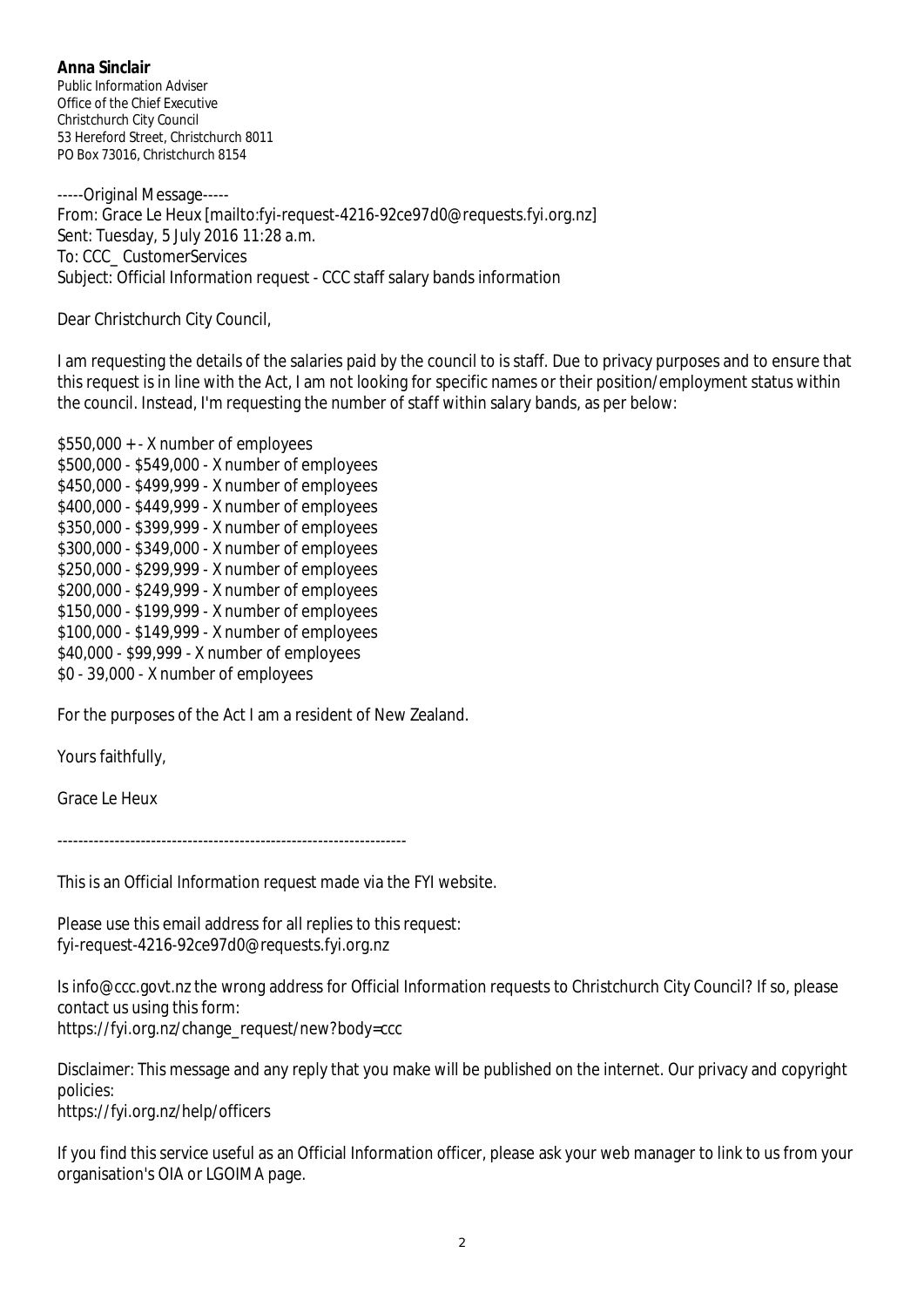**Anna Sinclair**
Public Information Adviser
Office of the Chief Executive
Christchurch City Council
53 Hereford Street, Christchurch 8011
PO Box 73016, Christchurch 8154

-----Original Message-----
From: Grace Le Heux [mailto:fyi-request-4216-92ce97d0@requests.fyi.org.nz]
Sent: Tuesday, 5 July 2016 11:28 a.m.
To: CCC_ CustomerServices
Subject: Official Information request - CCC staff salary bands information

Dear Christchurch City Council,

I am requesting the details of the salaries paid by the council to is staff. Due to privacy purposes and to ensure that this request is in line with the Act, I am not looking for specific names or their position/employment status within the council. Instead, I'm requesting the number of staff within salary bands, as per below:

$550,000 + - X number of employees
$500,000 - $549,000 - X number of employees
$450,000 - $499,999 - X number of employees
$400,000 - $449,999 - X number of employees
$350,000 - $399,999 - X number of employees
$300,000 - $349,000 - X number of employees
$250,000 - $299,999 - X number of employees
$200,000 - $249,999 - X number of employees
$150,000 - $199,999 - X number of employees
$100,000 - $149,999 - X number of employees
$40,000 - $99,999 - X number of employees
$0 - 39,000 - X number of employees

For the purposes of the Act I am a resident of New Zealand.

Yours faithfully,

Grace Le Heux

-------------------------------------------------------------------

This is an Official Information request made via the FYI website.

Please use this email address for all replies to this request:
fyi-request-4216-92ce97d0@requests.fyi.org.nz

Is info@ccc.govt.nz the wrong address for Official Information requests to Christchurch City Council? If so, please contact us using this form:
https://fyi.org.nz/change_request/new?body=ccc

Disclaimer: This message and any reply that you make will be published on the internet. Our privacy and copyright policies:
https://fyi.org.nz/help/officers

If you find this service useful as an Official Information officer, please ask your web manager to link to us from your organisation's OIA or LGOIMA page.